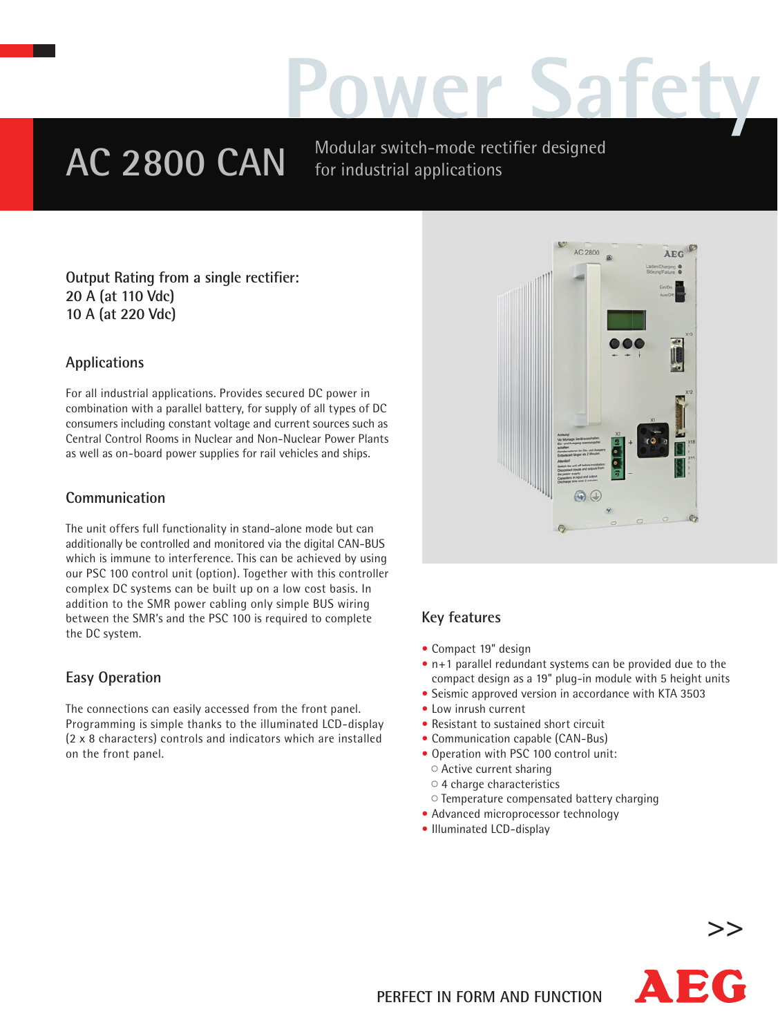# AC 2800 CAN

Modular switch-mode rectifier designed for industrial applications

**Output Rating from a single rectifier:**
**20 A (at 110 Vdc)**
**10 A (at 220 Vdc)**

## Applications

For all industrial applications. Provides secured DC power in combination with a parallel battery, for supply of all types of DC consumers including constant voltage and current sources such as Central Control Rooms in Nuclear and Non-Nuclear Power Plants as well as on-board power supplies for rail vehicles and ships.

## Communication

The unit offers full functionality in stand-alone mode but can additionally be controlled and monitored via the digital CAN-BUS which is immune to interference. This can be achieved by using our PSC 100 control unit (option). Together with this controller complex DC systems can be built up on a low cost basis. In addition to the SMR power cabling only simple BUS wiring between the SMR's and the PSC 100 is required to complete the DC system.

## Easy Operation

The connections can easily accessed from the front panel. Programming is simple thanks to the illuminated LCD-display (2 x 8 characters) controls and indicators which are installed on the front panel.

## Key features

- Compact 19" design
- n+1 parallel redundant systems can be provided due to the compact design as a 19" plug-in module with 5 height units
- Seismic approved version in accordance with KTA 3503
- Low inrush current
- Resistant to sustained short circuit
- Communication capable (CAN-Bus)
- Operation with PSC 100 control unit:
  - Active current sharing
  - 4 charge characteristics
  - Temperature compensated battery charging
- Advanced microprocessor technology
- Illuminated LCD-display

PERFECT IN FORM AND FUNCTION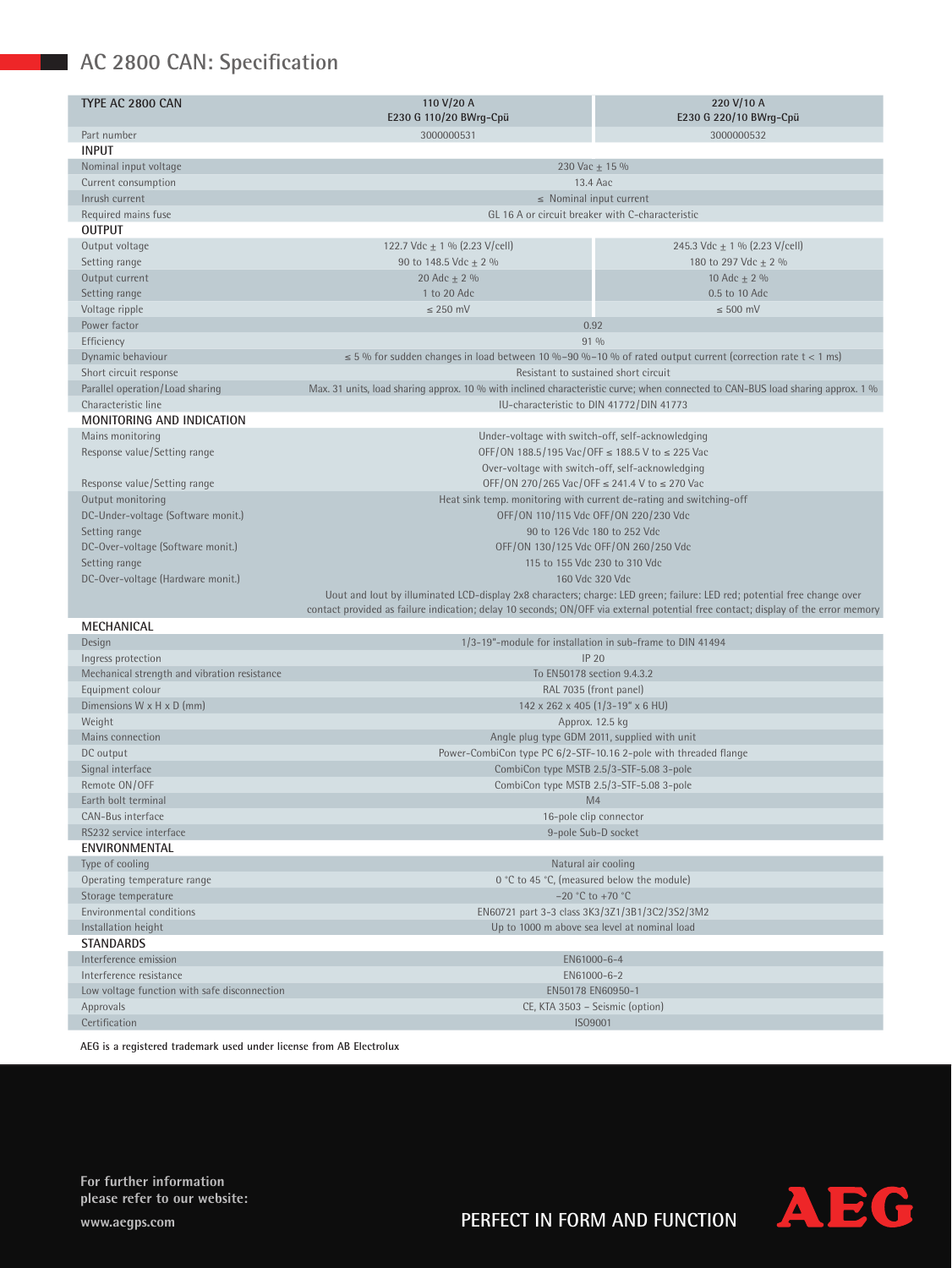## AC 2800 CAN: Specification

| TYPE AC 2800 CAN | 110 V/20 A<br>E230 G 110/20 BWrg-Cpü | 220 V/10 A<br>E230 G 220/10 BWrg-Cpü |
|---|---|---|
| Part number | 3000000531 | 3000000532 |
| **INPUT** | | |
| Nominal input voltage | 230 Vac ± 15 % | |
| Current consumption | 13.4 Aac | |
| Inrush current | ≤ Nominal input current | |
| Required mains fuse | GL 16 A or circuit breaker with C-characteristic | |
| **OUTPUT** | | |
| Output voltage | 122.7 Vdc ± 1 % (2.23 V/cell) | 245.3 Vdc ± 1 % (2.23 V/cell) |
| Setting range | 90 to 148.5 Vdc ± 2 % | 180 to 297 Vdc ± 2 % |
| Output current | 20 Adc ± 2 % | 10 Adc ± 2 % |
| Setting range | 1 to 20 Adc | 0.5 to 10 Adc |
| Voltage ripple | ≤ 250 mV | ≤ 500 mV |
| Power factor | 0.92 | |
| Efficiency | 91 % | |
| Dynamic behaviour | ≤ 5 % for sudden changes in load between 10 %–90 %–10 % of rated output current (correction rate t < 1 ms) | |
| Short circuit response | Resistant to sustained short circuit | |
| Parallel operation/Load sharing | Max. 31 units, load sharing approx. 10 % with inclined characteristic curve; when connected to CAN-BUS load sharing approx. 1 % | |
| Characteristic line | IU-characteristic to DIN 41772/DIN 41773 | |
| **MONITORING AND INDICATION** | | |
| Mains monitoring | Under-voltage with switch-off, self-acknowledging | |
| Response value/Setting range | OFF/ON 188.5/195 Vac/OFF ≤ 188.5 V to ≤ 225 Vac | |
| | Over-voltage with switch-off, self-acknowledging | |
| Response value/Setting range | OFF/ON 270/265 Vac/OFF ≤ 241.4 V to ≤ 270 Vac | |
| Output monitoring | Heat sink temp. monitoring with current de-rating and switching-off | |
| DC-Under-voltage (Software monit.) | OFF/ON 110/115 Vdc OFF/ON 220/230 Vdc | |
| Setting range | 90 to 126 Vdc 180 to 252 Vdc | |
| DC-Over-voltage (Software monit.) | OFF/ON 130/125 Vdc OFF/ON 260/250 Vdc | |
| Setting range | 115 to 155 Vdc 230 to 310 Vdc | |
| DC-Over-voltage (Hardware monit.) | 160 Vdc 320 Vdc | |
| | Uout and Iout by illuminated LCD-display 2x8 characters; charge: LED green; failure: LED red; potential free change over contact provided as failure indication; delay 10 seconds; ON/OFF via external potential free contact; display of the error memory | |
| **MECHANICAL** | | |
| Design | 1/3-19"-module for installation in sub-frame to DIN 41494 | |
| Ingress protection | IP 20 | |
| Mechanical strength and vibration resistance | To EN50178 section 9.4.3.2 | |
| Equipment colour | RAL 7035 (front panel) | |
| Dimensions W x H x D (mm) | 142 x 262 x 405 (1/3-19" x 6 HU) | |
| Weight | Approx. 12.5 kg | |
| Mains connection | Angle plug type GDM 2011, supplied with unit | |
| DC output | Power-CombiCon type PC 6/2-STF-10.16 2-pole with threaded flange | |
| Signal interface | CombiCon type MSTB 2.5/3-STF-5.08 3-pole | |
| Remote ON/OFF | CombiCon type MSTB 2.5/3-STF-5.08 3-pole | |
| Earth bolt terminal | M4 | |
| CAN-Bus interface | 16-pole clip connector | |
| RS232 service interface | 9-pole Sub-D socket | |
| **ENVIRONMENTAL** | | |
| Type of cooling | Natural air cooling | |
| Operating temperature range | 0 °C to 45 °C, (measured below the module) | |
| Storage temperature | –20 °C to +70 °C | |
| Environmental conditions | EN60721 part 3-3 class 3K3/3Z1/3B1/3C2/3S2/3M2 | |
| Installation height | Up to 1000 m above sea level at nominal load | |
| **STANDARDS** | | |
| Interference emission | EN61000-6-4 | |
| Interference resistance | EN61000-6-2 | |
| Low voltage function with safe disconnection | EN50178 EN60950-1 | |
| Approvals | CE, KTA 3503 – Seismic (option) | |
| Certification | ISO9001 | |

AEG is a registered trademark used under license from AB Electrolux

**For further information please refer to our website:**

**www.aegps.com**

PERFECT IN FORM AND FUNCTION

AEG